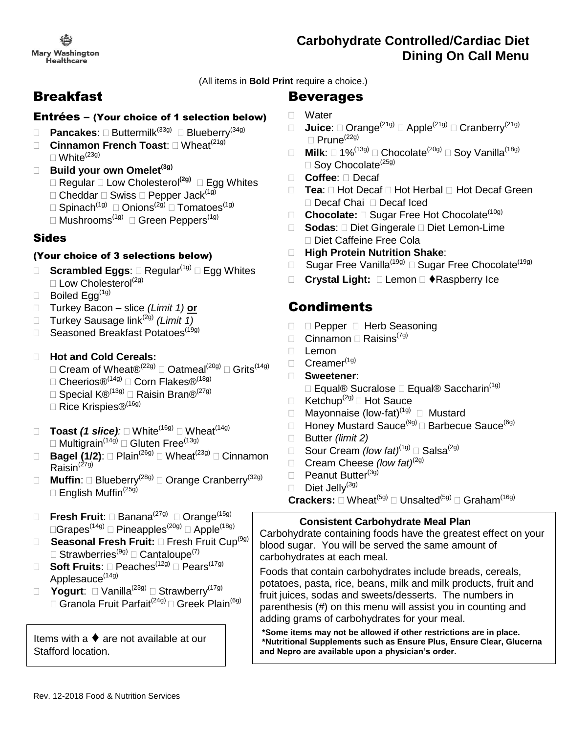Mary Washington Healthcare

# Carbohydrate Controlled/Cardiac Diet Dining On Call Menu

(All items in **Bold Print** require a choice.)

## Breakfast

### Entrées – (Your choice of 1 selection below)

- **Pancakes**: □ Buttermilk(33g) □ Blueberry(34g)
- **Cinnamon French Toast**: □ Wheat(21g) □ White(23g)
- **Build your own Omelet(3g)**
  □ Regular □ Low Cholesterol**(2g)** □ Egg Whites
  □ Cheddar □ Swiss □ Pepper Jack(1g)
  □ Spinach(1g) □ Onions(2g) □ Tomatoes(1g)
  □ Mushrooms(1g) □ Green Peppers(1g)

### Sides

### (Your choice of 3 selections below)

- **Scrambled Eggs**: □ Regular(1g) □ Egg Whites □ Low Cholesterol(2g)
- Boiled Egg(1g)
- Turkey Bacon – slice *(Limit 1)* **or**
- Turkey Sausage link(2g) *(Limit 1)*
- Seasoned Breakfast Potatoes(19g)
- **Hot and Cold Cereals:**
  □ Cream of Wheat®(22g) □ Oatmeal(20g) □ Grits(14g)
  □ Cheerios®(14g) □ Corn Flakes®(18g)
  □ Special K®(13g) □ Raisin Bran®(27g)
  □ Rice Krispies®(16g)
- **Toast *(1 slice)*:** □ White(16g) □ Wheat(14g) □ Multigrain(14g) □ Gluten Free(13g)
- **Bagel (1/2)**: □ Plain(26g) □ Wheat(23g) □ Cinnamon Raisin(27g)
- **Muffin**: □ Blueberry(28g) □ Orange Cranberry(32g) □ English Muffin(25g)
- **Fresh Fruit**: □ Banana(27g) □ Orange(15g) □Grapes(14g) □ Pineapples(20g) □ Apple(18g)
- **Seasonal Fresh Fruit:** □ Fresh Fruit Cup(9g) □ Strawberries(9g) □ Cantaloupe(7)
- **Soft Fruits**: □ Peaches(12g) □ Pears(17g) Applesauce(14g)
- **Yogurt**: □ Vanilla(23g) □ Strawberry(17g) □ Granola Fruit Parfait(24g) □ Greek Plain(6g)

Items with a ♦ are not available at our Stafford location.

## Beverages

- Water
- **Juice**: □ Orange(21g) □ Apple(21g) □ Cranberry(21g) □ Prune(22g)
- **Milk**: □ 1%(13g) □ Chocolate(20g) □ Soy Vanilla(18g) □ Soy Chocolate(25g)
- **Coffee**: □ Decaf
- **Tea**: □ Hot Decaf □ Hot Herbal □ Hot Decaf Green □ Decaf Chai □ Decaf Iced
- **Chocolate:** □ Sugar Free Hot Chocolate(10g)
- **Sodas**: □ Diet Gingerale □ Diet Lemon-Lime □ Diet Caffeine Free Cola
- **High Protein Nutrition Shake**:
- Sugar Free Vanilla(19g) □ Sugar Free Chocolate(19g)
- **Crystal Light:** □ Lemon □ ♦Raspberry Ice

## Condiments

- □ Pepper □ Herb Seasoning
- Cinnamon □ Raisins(7g)
- Lemon
- Creamer(1g)
- **Sweetener**:
  □ Equal® Sucralose □ Equal® Saccharin(1g)
- Ketchup(2g) □ Hot Sauce
- Mayonnaise (low-fat)(1g) □ Mustard
- Honey Mustard Sauce(9g) □ Barbecue Sauce(6g)
- Butter *(limit 2)*
- Sour Cream *(low fat)*(1g) □ Salsa(2g)
- Cream Cheese *(low fat)*(2g)
- Peanut Butter(3g)
- Diet Jelly(3g)

**Crackers:** □ Wheat(5g) □ Unsalted(5g) □ Graham(16g)

**Consistent Carbohydrate Meal Plan**

Carbohydrate containing foods have the greatest effect on your blood sugar. You will be served the same amount of carbohydrates at each meal.

Foods that contain carbohydrates include breads, cereals, potatoes, pasta, rice, beans, milk and milk products, fruit and fruit juices, sodas and sweets/desserts. The numbers in parenthesis (#) on this menu will assist you in counting and adding grams of carbohydrates for your meal.

**\*Some items may not be allowed if other restrictions are in place.**
**\*Nutritional Supplements such as Ensure Plus, Ensure Clear, Glucerna and Nepro are available upon a physician's order.**

Rev. 12-2018 Food & Nutrition Services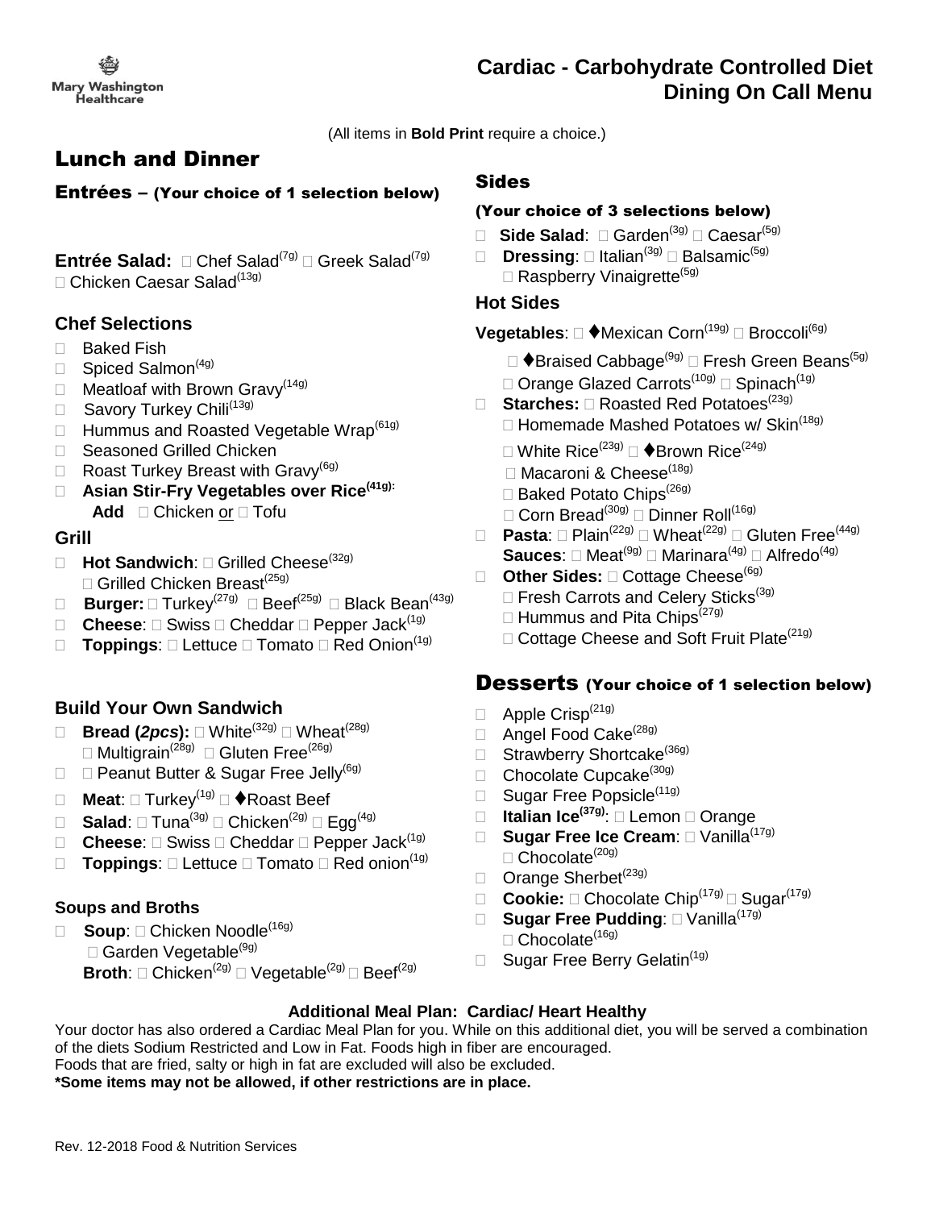Mary Washington Healthcare

# Cardiac - Carbohydrate Controlled Diet
# Dining On Call Menu

(All items in **Bold Print** require a choice.)

## Lunch and Dinner

### Entrées – (Your choice of 1 selection below)

**Entrée Salad:** □ Chef Salad(7g) □ Greek Salad(7g) □ Chicken Caesar Salad(13g)

### Chef Selections

- □ Baked Fish
- □ Spiced Salmon(4g)
- □ Meatloaf with Brown Gravy(14g)
- □ Savory Turkey Chili(13g)
- □ Hummus and Roasted Vegetable Wrap(61g)
- □ Seasoned Grilled Chicken
- □ Roast Turkey Breast with Gravy(6g)
- □ **Asian Stir-Fry Vegetables over Rice(41g):** **Add** □ Chicken or □ Tofu

### Grill

- □ **Hot Sandwich**: □ Grilled Cheese(32g) □ Grilled Chicken Breast(25g)
- □ **Burger:** □ Turkey(27g) □ Beef(25g) □ Black Bean(43g)
- □ **Cheese**: □ Swiss □ Cheddar □ Pepper Jack(1g)
- □ **Toppings**: □ Lettuce □ Tomato □ Red Onion(1g)

### Build Your Own Sandwich

- □ **Bread (*2pcs*):** □ White(32g) □ Wheat(28g) □ Multigrain(28g) □ Gluten Free(26g)
- □ □ Peanut Butter & Sugar Free Jelly(6g)
- □ **Meat**: □ Turkey(1g) □ ♦Roast Beef
- □ **Salad**: □ Tuna(3g) □ Chicken(2g) □ Egg(4g)
- □ **Cheese**: □ Swiss □ Cheddar □ Pepper Jack(1g)
- □ **Toppings**: □ Lettuce □ Tomato □ Red onion(1g)

### Soups and Broths

- □ **Soup**: □ Chicken Noodle(16g) □ Garden Vegetable(9g)
  **Broth**: □ Chicken(2g) □ Vegetable(2g) □ Beef(2g)

## Sides

### (Your choice of 3 selections below)

- □ **Side Salad**: □ Garden(3g) □ Caesar(5g)
- □ **Dressing**: □ Italian(3g) □ Balsamic(5g) □ Raspberry Vinaigrette(5g)

### Hot Sides

**Vegetables**: □ ♦Mexican Corn(19g) □ Broccoli(6g) □ ♦Braised Cabbage(9g) □ Fresh Green Beans(5g) □ Orange Glazed Carrots(10g) □ Spinach(1g)

- □ **Starches:** □ Roasted Red Potatoes(23g) □ Homemade Mashed Potatoes w/ Skin(18g) □ White Rice(23g) □ ♦Brown Rice(24g) □ Macaroni & Cheese(18g) □ Baked Potato Chips(26g) □ Corn Bread(30g) □ Dinner Roll(16g)
- □ **Pasta**: □ Plain(22g) □ Wheat(22g) □ Gluten Free(44g)
  **Sauces**: □ Meat(9g) □ Marinara(4g) □ Alfredo(4g)
- □ **Other Sides:** □ Cottage Cheese(6g) □ Fresh Carrots and Celery Sticks(3g) □ Hummus and Pita Chips(27g) □ Cottage Cheese and Soft Fruit Plate(21g)

## Desserts (Your choice of 1 selection below)

- □ Apple Crisp(21g)
- □ Angel Food Cake(28g)
- □ Strawberry Shortcake(36g)
- □ Chocolate Cupcake(30g)
- □ Sugar Free Popsicle(11g)
- □ **Italian Ice(37g)**: □ Lemon □ Orange
- □ **Sugar Free Ice Cream**: □ Vanilla(17g) □ Chocolate(20g)
- □ Orange Sherbet(23g)
- □ **Cookie:** □ Chocolate Chip(17g) □ Sugar(17g)
- □ **Sugar Free Pudding**: □ Vanilla(17g) □ Chocolate(16g)
- □ Sugar Free Berry Gelatin(1g)

**Additional Meal Plan: Cardiac/ Heart Healthy**

Your doctor has also ordered a Cardiac Meal Plan for you. While on this additional diet, you will be served a combination of the diets Sodium Restricted and Low in Fat. Foods high in fiber are encouraged.
Foods that are fried, salty or high in fat are excluded will also be excluded.
**\*Some items may not be allowed, if other restrictions are in place.**

Rev. 12-2018 Food & Nutrition Services